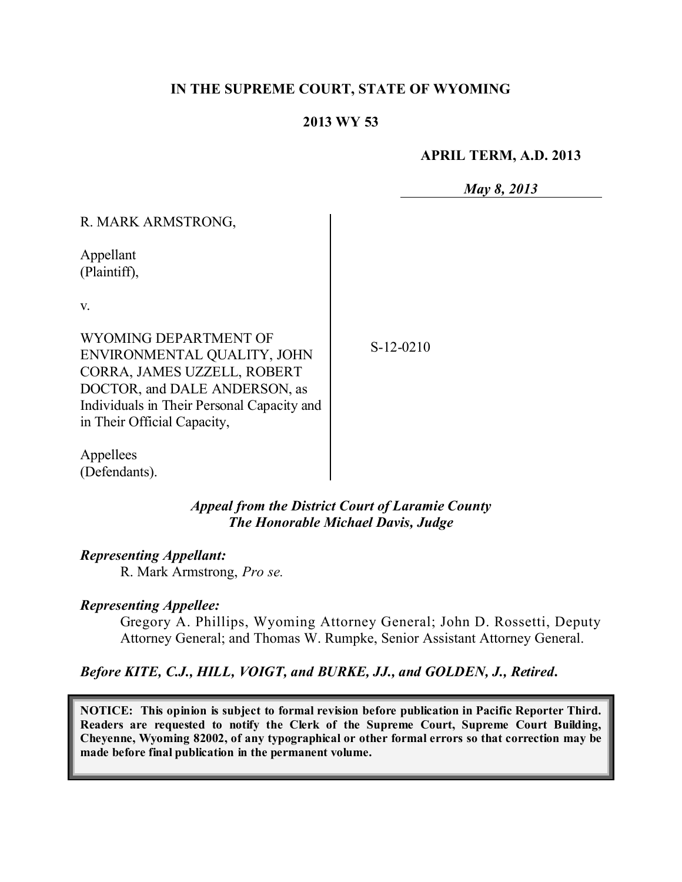**IN THE SUPREME COURT, STATE OF WYOMING**

**2013 WY 53**

**APRIL TERM, A.D. 2013**

***May 8, 2013***

R. MARK ARMSTRONG,

Appellant
(Plaintiff),

v.

WYOMING DEPARTMENT OF ENVIRONMENTAL QUALITY, JOHN CORRA, JAMES UZZELL, ROBERT DOCTOR, and DALE ANDERSON, as Individuals in Their Personal Capacity and in Their Official Capacity,

Appellees
(Defendants).

S-12-0210

***Appeal from the District Court of Laramie County***
***The Honorable Michael Davis, Judge***

***Representing Appellant:***
R. Mark Armstrong, *Pro se.*

***Representing Appellee:***
Gregory A. Phillips, Wyoming Attorney General; John D. Rossetti, Deputy Attorney General; and Thomas W. Rumpke, Senior Assistant Attorney General.

***Before KITE, C.J., HILL, VOIGT, and BURKE, JJ., and GOLDEN, J., Retired.***

**NOTICE: This opinion is subject to formal revision before publication in Pacific Reporter Third. Readers are requested to notify the Clerk of the Supreme Court, Supreme Court Building, Cheyenne, Wyoming 82002, of any typographical or other formal errors so that correction may be made before final publication in the permanent volume.**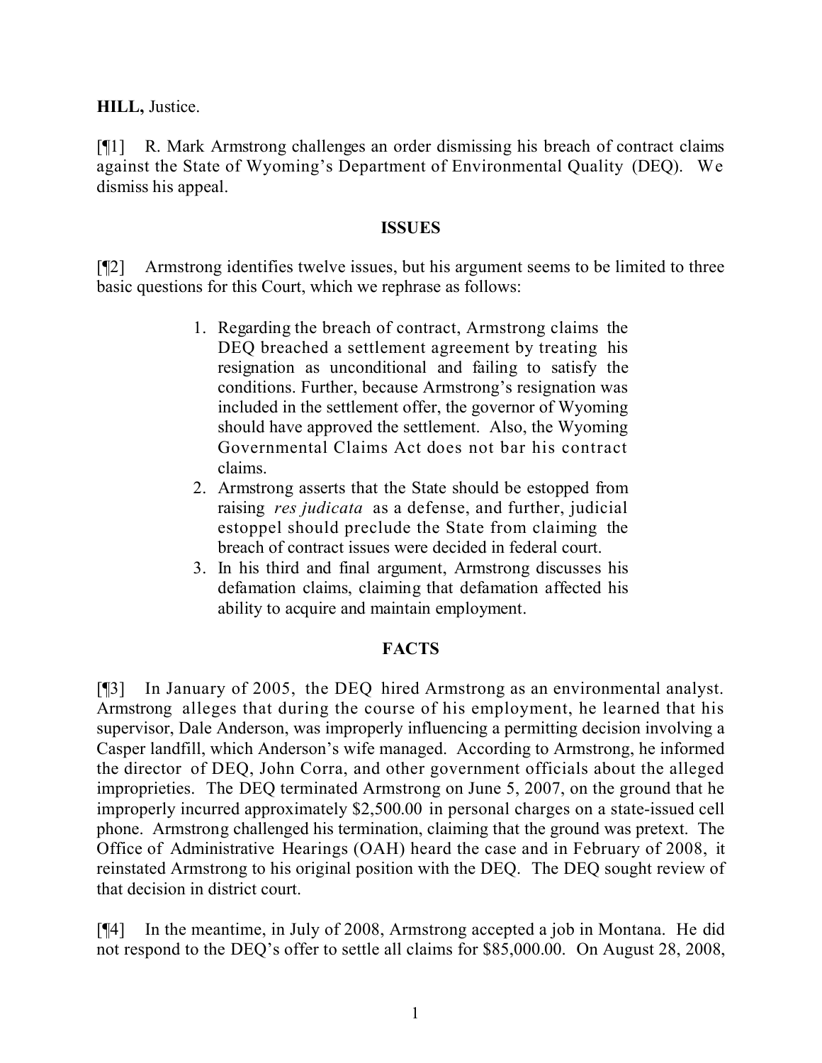**HILL,** Justice.

[¶1] R. Mark Armstrong challenges an order dismissing his breach of contract claims against the State of Wyoming's Department of Environmental Quality (DEQ). We dismiss his appeal.

## ISSUES

[¶2] Armstrong identifies twelve issues, but his argument seems to be limited to three basic questions for this Court, which we rephrase as follows:

> 1. Regarding the breach of contract, Armstrong claims the DEQ breached a settlement agreement by treating his resignation as unconditional and failing to satisfy the conditions. Further, because Armstrong's resignation was included in the settlement offer, the governor of Wyoming should have approved the settlement. Also, the Wyoming Governmental Claims Act does not bar his contract claims.
> 2. Armstrong asserts that the State should be estopped from raising *res judicata* as a defense, and further, judicial estoppel should preclude the State from claiming the breach of contract issues were decided in federal court.
> 3. In his third and final argument, Armstrong discusses his defamation claims, claiming that defamation affected his ability to acquire and maintain employment.

## FACTS

[¶3] In January of 2005, the DEQ hired Armstrong as an environmental analyst. Armstrong alleges that during the course of his employment, he learned that his supervisor, Dale Anderson, was improperly influencing a permitting decision involving a Casper landfill, which Anderson's wife managed. According to Armstrong, he informed the director of DEQ, John Corra, and other government officials about the alleged improprieties. The DEQ terminated Armstrong on June 5, 2007, on the ground that he improperly incurred approximately $2,500.00 in personal charges on a state-issued cell phone. Armstrong challenged his termination, claiming that the ground was pretext. The Office of Administrative Hearings (OAH) heard the case and in February of 2008, it reinstated Armstrong to his original position with the DEQ. The DEQ sought review of that decision in district court.

[¶4] In the meantime, in July of 2008, Armstrong accepted a job in Montana. He did not respond to the DEQ's offer to settle all claims for $85,000.00. On August 28, 2008,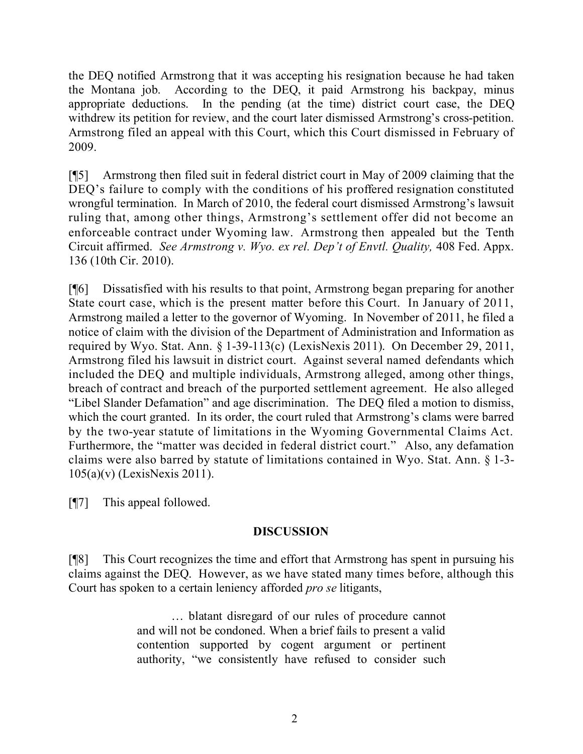the DEQ notified Armstrong that it was accepting his resignation because he had taken the Montana job. According to the DEQ, it paid Armstrong his backpay, minus appropriate deductions. In the pending (at the time) district court case, the DEQ withdrew its petition for review, and the court later dismissed Armstrong's cross-petition. Armstrong filed an appeal with this Court, which this Court dismissed in February of 2009.

[¶5] Armstrong then filed suit in federal district court in May of 2009 claiming that the DEQ's failure to comply with the conditions of his proffered resignation constituted wrongful termination. In March of 2010, the federal court dismissed Armstrong's lawsuit ruling that, among other things, Armstrong's settlement offer did not become an enforceable contract under Wyoming law. Armstrong then appealed but the Tenth Circuit affirmed. *See Armstrong v. Wyo. ex rel. Dep't of Envtl. Quality,* 408 Fed. Appx. 136 (10th Cir. 2010).

[¶6] Dissatisfied with his results to that point, Armstrong began preparing for another State court case, which is the present matter before this Court. In January of 2011, Armstrong mailed a letter to the governor of Wyoming. In November of 2011, he filed a notice of claim with the division of the Department of Administration and Information as required by Wyo. Stat. Ann. § 1-39-113(c) (LexisNexis 2011). On December 29, 2011, Armstrong filed his lawsuit in district court. Against several named defendants which included the DEQ and multiple individuals, Armstrong alleged, among other things, breach of contract and breach of the purported settlement agreement. He also alleged "Libel Slander Defamation" and age discrimination. The DEQ filed a motion to dismiss, which the court granted. In its order, the court ruled that Armstrong's clams were barred by the two-year statute of limitations in the Wyoming Governmental Claims Act. Furthermore, the "matter was decided in federal district court." Also, any defamation claims were also barred by statute of limitations contained in Wyo. Stat. Ann. § 1-3-105(a)(v) (LexisNexis 2011).

[¶7] This appeal followed.

## DISCUSSION

[¶8] This Court recognizes the time and effort that Armstrong has spent in pursuing his claims against the DEQ. However, as we have stated many times before, although this Court has spoken to a certain leniency afforded *pro se* litigants,

> … blatant disregard of our rules of procedure cannot and will not be condoned. When a brief fails to present a valid contention supported by cogent argument or pertinent authority, "we consistently have refused to consider such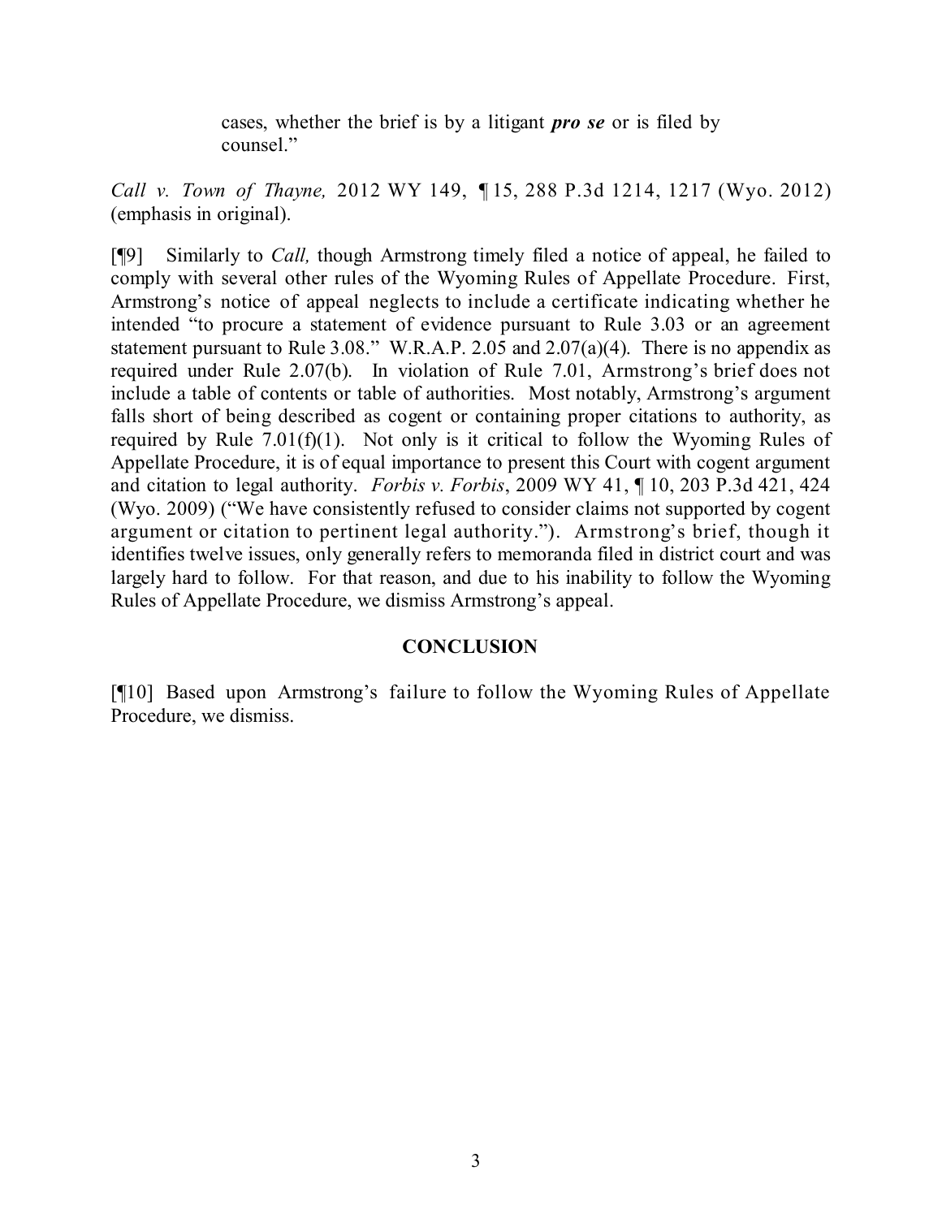> cases, whether the brief is by a litigant ***pro se*** or is filed by counsel."

*Call v. Town of Thayne,* 2012 WY 149, ¶ 15, 288 P.3d 1214, 1217 (Wyo. 2012) (emphasis in original).

[¶9] Similarly to *Call,* though Armstrong timely filed a notice of appeal, he failed to comply with several other rules of the Wyoming Rules of Appellate Procedure. First, Armstrong's notice of appeal neglects to include a certificate indicating whether he intended "to procure a statement of evidence pursuant to Rule 3.03 or an agreement statement pursuant to Rule 3.08." W.R.A.P. 2.05 and 2.07(a)(4). There is no appendix as required under Rule 2.07(b). In violation of Rule 7.01, Armstrong's brief does not include a table of contents or table of authorities. Most notably, Armstrong's argument falls short of being described as cogent or containing proper citations to authority, as required by Rule 7.01(f)(1). Not only is it critical to follow the Wyoming Rules of Appellate Procedure, it is of equal importance to present this Court with cogent argument and citation to legal authority. *Forbis v. Forbis*, 2009 WY 41, ¶ 10, 203 P.3d 421, 424 (Wyo. 2009) ("We have consistently refused to consider claims not supported by cogent argument or citation to pertinent legal authority."). Armstrong's brief, though it identifies twelve issues, only generally refers to memoranda filed in district court and was largely hard to follow. For that reason, and due to his inability to follow the Wyoming Rules of Appellate Procedure, we dismiss Armstrong's appeal.

## CONCLUSION

[¶10] Based upon Armstrong's failure to follow the Wyoming Rules of Appellate Procedure, we dismiss.